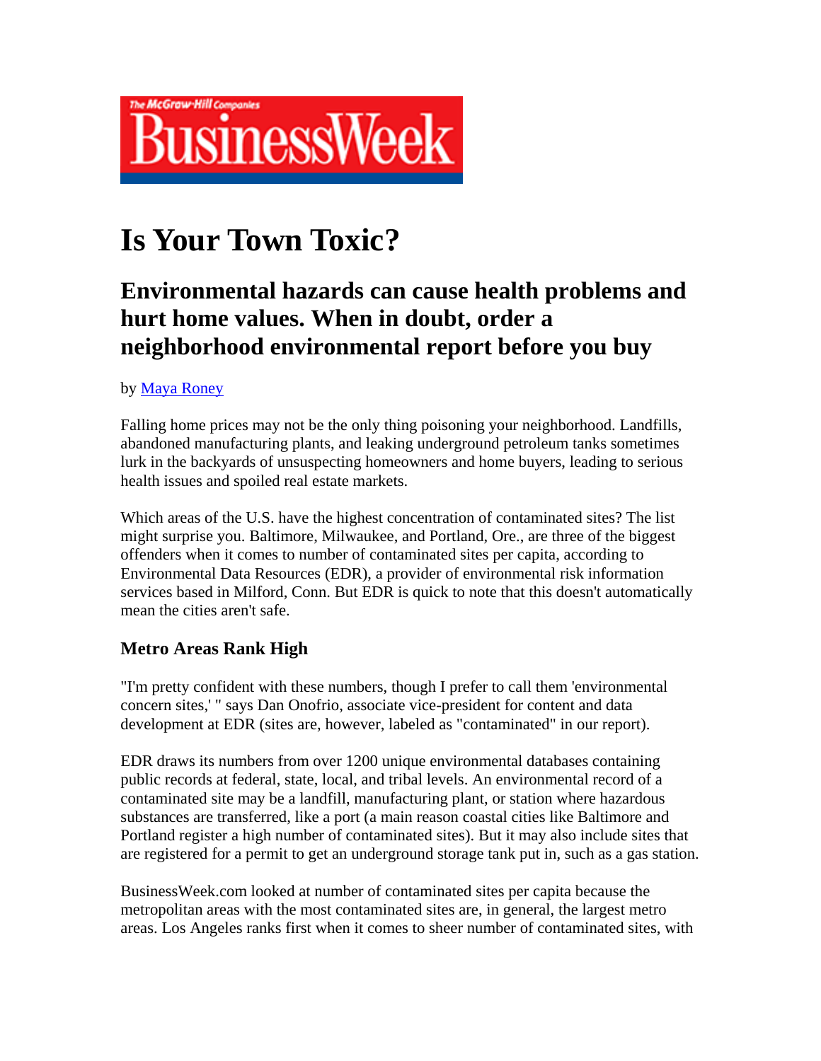# Is Your Town Toxic?

## Environmental hazards can cause health problems and hurt home values. When in doubt, order a neighborhood environmental report before you buy

by Maya Roney

Falling home prices may not be the only thing poisoning your neighborhood. Landfills, abandoned manufacturing plants, and leaking underground petroleum tanks sometimes lurk in the backyards of unsuspecting homeowners and home buyers, leading to serious health issues and spoiled real estate markets.

Which areas of the U.S. have the highest concentration of contaminated sites? The list might surprise you. Baltimore, Milwaukee, and Portland, Ore., are three of the biggest offenders when it comes to number of contaminated sites per capita, according to Environmental Data Resources (EDR), a provider of environmental risk information services based in Milford, Conn. But EDR is quick to note that this doesn't automatically mean the cities aren't safe.

### Metro Areas Rank High

"I'm pretty confident with these numbers, though I prefer to call them 'environmental concern sites,' " says Dan Onofrio, associate vice-president for content and data development at EDR (sites are, however, labeled as "contaminated" in our report).

EDR draws its numbers from over 1200 unique environmental databases containing public records at federal, state, local, and tribal levels. An environmental record of a contaminated site may be a landfill, manufacturing plant, or station where hazardous substances are transferred, like a port (a main reason coastal cities like Baltimore and Portland register a high number of contaminated sites). But it may also include sites that are registered for a permit to get an underground storage tank put in, such as a gas station.

BusinessWeek.com looked at number of contaminated sites per capita because the metropolitan areas with the most contaminated sites are, in general, the largest metro areas. Los Angeles ranks first when it comes to sheer number of contaminated sites, with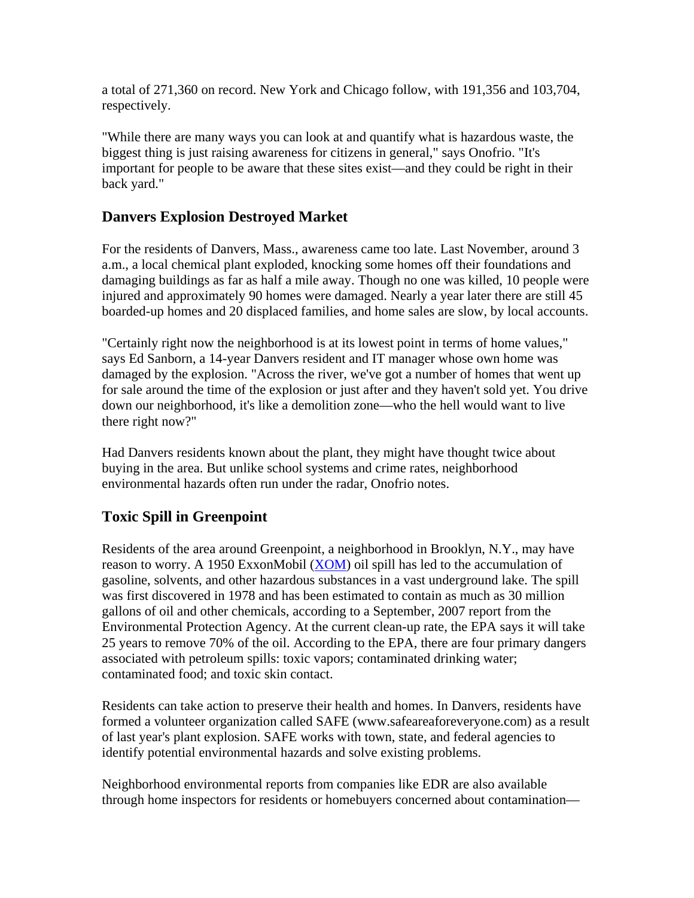a total of 271,360 on record. New York and Chicago follow, with 191,356 and 103,704, respectively.

"While there are many ways you can look at and quantify what is hazardous waste, the biggest thing is just raising awareness for citizens in general," says Onofrio. "It's important for people to be aware that these sites exist—and they could be right in their back yard."

## Danvers Explosion Destroyed Market

For the residents of Danvers, Mass., awareness came too late. Last November, around 3 a.m., a local chemical plant exploded, knocking some homes off their foundations and damaging buildings as far as half a mile away. Though no one was killed, 10 people were injured and approximately 90 homes were damaged. Nearly a year later there are still 45 boarded-up homes and 20 displaced families, and home sales are slow, by local accounts.

"Certainly right now the neighborhood is at its lowest point in terms of home values," says Ed Sanborn, a 14-year Danvers resident and IT manager whose own home was damaged by the explosion. "Across the river, we've got a number of homes that went up for sale around the time of the explosion or just after and they haven't sold yet. You drive down our neighborhood, it's like a demolition zone—who the hell would want to live there right now?"

Had Danvers residents known about the plant, they might have thought twice about buying in the area. But unlike school systems and crime rates, neighborhood environmental hazards often run under the radar, Onofrio notes.

## Toxic Spill in Greenpoint

Residents of the area around Greenpoint, a neighborhood in Brooklyn, N.Y., may have reason to worry. A 1950 ExxonMobil (XOM) oil spill has led to the accumulation of gasoline, solvents, and other hazardous substances in a vast underground lake. The spill was first discovered in 1978 and has been estimated to contain as much as 30 million gallons of oil and other chemicals, according to a September, 2007 report from the Environmental Protection Agency. At the current clean-up rate, the EPA says it will take 25 years to remove 70% of the oil. According to the EPA, there are four primary dangers associated with petroleum spills: toxic vapors; contaminated drinking water; contaminated food; and toxic skin contact.

Residents can take action to preserve their health and homes. In Danvers, residents have formed a volunteer organization called SAFE (www.safeareaforeveryone.com) as a result of last year's plant explosion. SAFE works with town, state, and federal agencies to identify potential environmental hazards and solve existing problems.

Neighborhood environmental reports from companies like EDR are also available through home inspectors for residents or homebuyers concerned about contamination—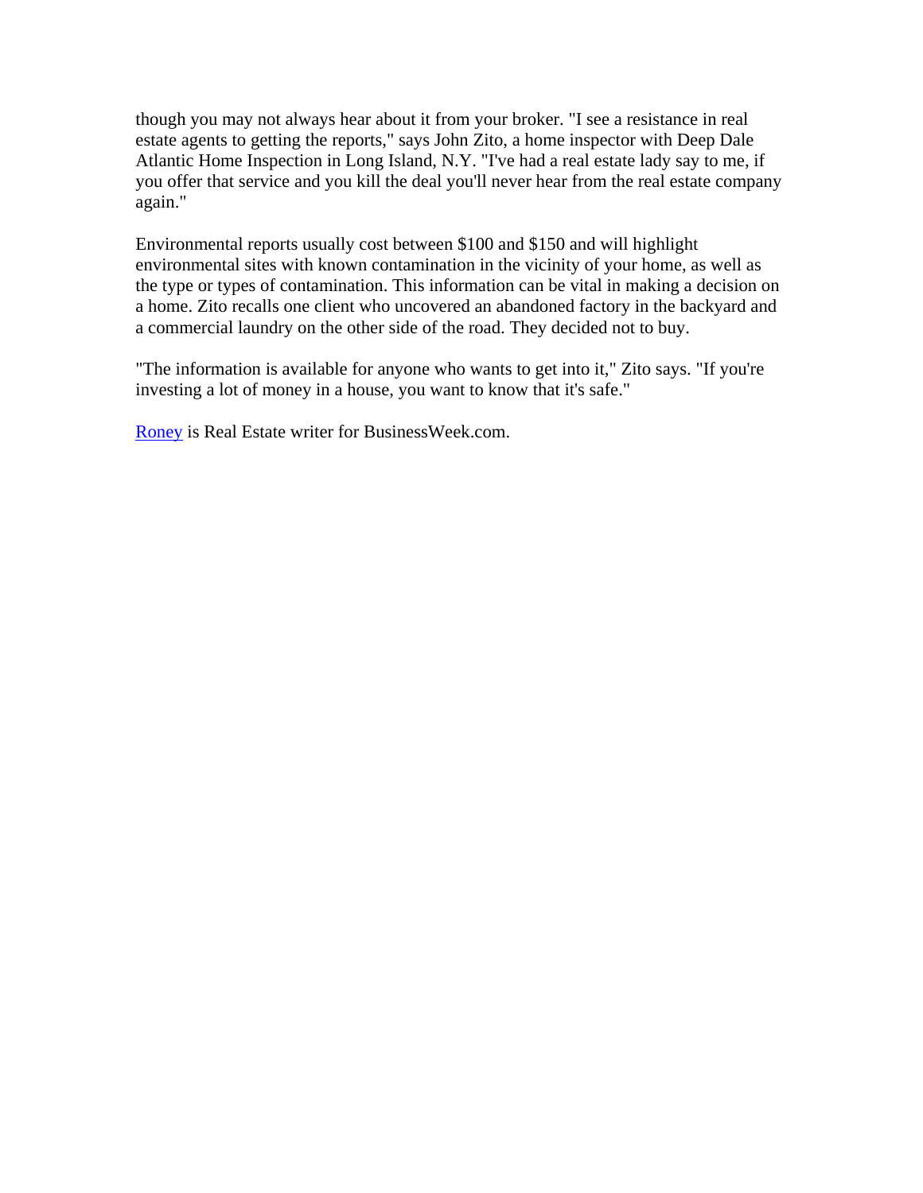though you may not always hear about it from your broker. "I see a resistance in real estate agents to getting the reports," says John Zito, a home inspector with Deep Dale Atlantic Home Inspection in Long Island, N.Y. "I've had a real estate lady say to me, if you offer that service and you kill the deal you'll never hear from the real estate company again."

Environmental reports usually cost between $100 and $150 and will highlight environmental sites with known contamination in the vicinity of your home, as well as the type or types of contamination. This information can be vital in making a decision on a home. Zito recalls one client who uncovered an abandoned factory in the backyard and a commercial laundry on the other side of the road. They decided not to buy.

"The information is available for anyone who wants to get into it," Zito says. "If you're investing a lot of money in a house, you want to know that it's safe."

Roney is Real Estate writer for BusinessWeek.com.